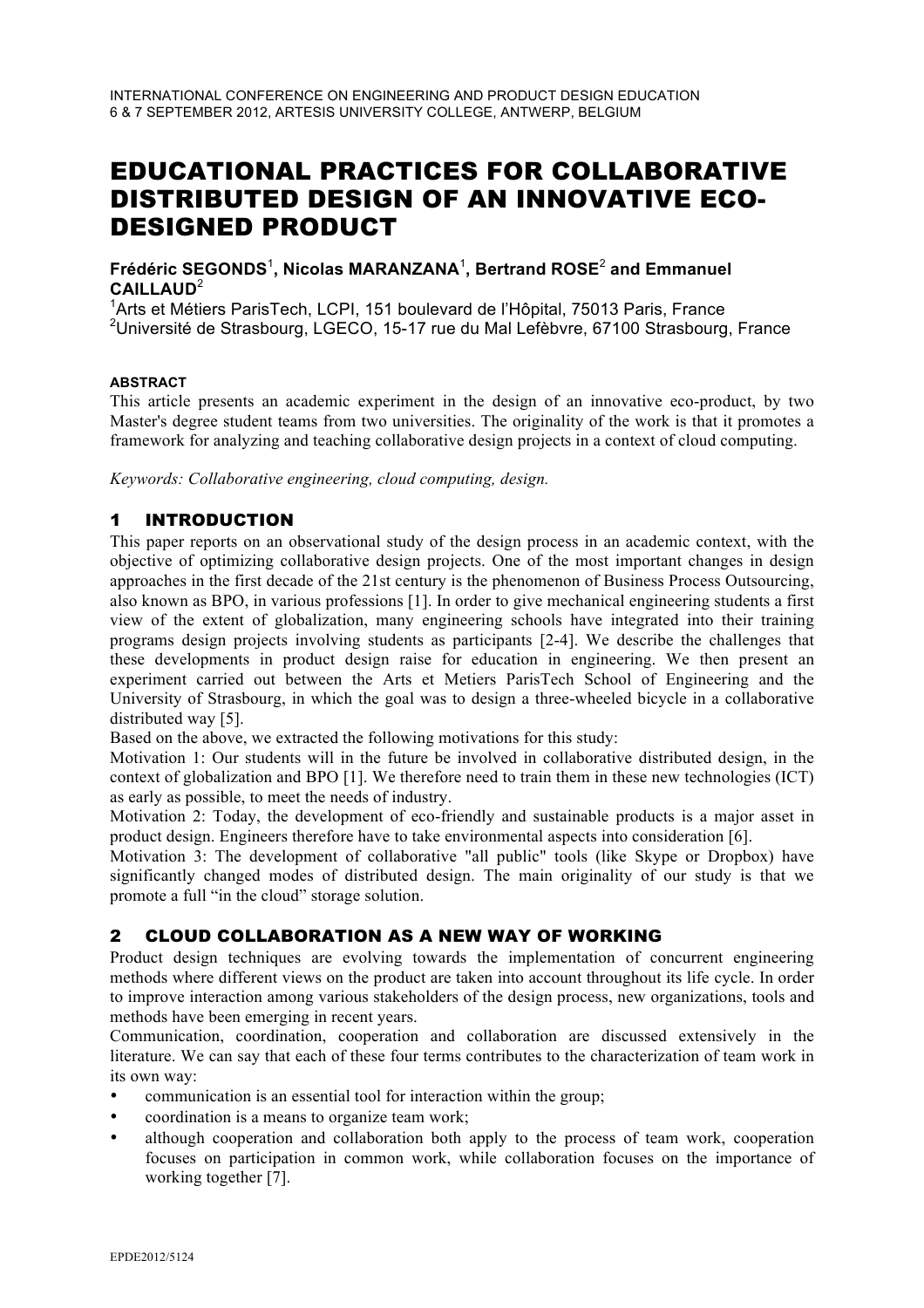INTERNATIONAL CONFERENCE ON ENGINEERING AND PRODUCT DESIGN EDUCATION
6 & 7 SEPTEMBER 2012, ARTESIS UNIVERSITY COLLEGE, ANTWERP, BELGIUM

# EDUCATIONAL PRACTICES FOR COLLABORATIVE DISTRIBUTED DESIGN OF AN INNOVATIVE ECO-DESIGNED PRODUCT

**Frédéric SEGONDS[1], Nicolas MARANZANA[1], Bertrand ROSE[2] and Emmanuel CAILLAUD[2]**

[1]Arts et Métiers ParisTech, LCPI, 151 boulevard de l'Hôpital, 75013 Paris, France
[2]Université de Strasbourg, LGECO, 15-17 rue du Mal Lefèbvre, 67100 Strasbourg, France

###### ABSTRACT

This article presents an academic experiment in the design of an innovative eco-product, by two Master's degree student teams from two universities. The originality of the work is that it promotes a framework for analyzing and teaching collaborative design projects in a context of cloud computing.

*Keywords: Collaborative engineering, cloud computing, design.*

## 1 INTRODUCTION

This paper reports on an observational study of the design process in an academic context, with the objective of optimizing collaborative design projects. One of the most important changes in design approaches in the first decade of the 21st century is the phenomenon of Business Process Outsourcing, also known as BPO, in various professions [1]. In order to give mechanical engineering students a first view of the extent of globalization, many engineering schools have integrated into their training programs design projects involving students as participants [2-4]. We describe the challenges that these developments in product design raise for education in engineering. We then present an experiment carried out between the Arts et Metiers ParisTech School of Engineering and the University of Strasbourg, in which the goal was to design a three-wheeled bicycle in a collaborative distributed way [5].

Based on the above, we extracted the following motivations for this study:

Motivation 1: Our students will in the future be involved in collaborative distributed design, in the context of globalization and BPO [1]. We therefore need to train them in these new technologies (ICT) as early as possible, to meet the needs of industry.

Motivation 2: Today, the development of eco-friendly and sustainable products is a major asset in product design. Engineers therefore have to take environmental aspects into consideration [6].

Motivation 3: The development of collaborative "all public" tools (like Skype or Dropbox) have significantly changed modes of distributed design. The main originality of our study is that we promote a full "in the cloud" storage solution.

## 2 CLOUD COLLABORATION AS A NEW WAY OF WORKING

Product design techniques are evolving towards the implementation of concurrent engineering methods where different views on the product are taken into account throughout its life cycle. In order to improve interaction among various stakeholders of the design process, new organizations, tools and methods have been emerging in recent years.

Communication, coordination, cooperation and collaboration are discussed extensively in the literature. We can say that each of these four terms contributes to the characterization of team work in its own way:

- communication is an essential tool for interaction within the group;
- coordination is a means to organize team work;
- although cooperation and collaboration both apply to the process of team work, cooperation focuses on participation in common work, while collaboration focuses on the importance of working together [7].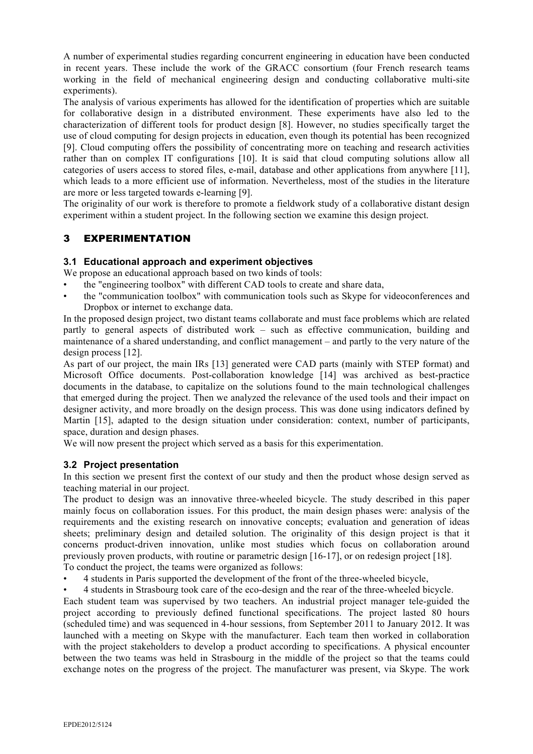A number of experimental studies regarding concurrent engineering in education have been conducted in recent years. These include the work of the GRACC consortium (four French research teams working in the field of mechanical engineering design and conducting collaborative multi-site experiments).

The analysis of various experiments has allowed for the identification of properties which are suitable for collaborative design in a distributed environment. These experiments have also led to the characterization of different tools for product design [8]. However, no studies specifically target the use of cloud computing for design projects in education, even though its potential has been recognized [9]. Cloud computing offers the possibility of concentrating more on teaching and research activities rather than on complex IT configurations [10]. It is said that cloud computing solutions allow all categories of users access to stored files, e-mail, database and other applications from anywhere [11], which leads to a more efficient use of information. Nevertheless, most of the studies in the literature are more or less targeted towards e-learning [9].

The originality of our work is therefore to promote a fieldwork study of a collaborative distant design experiment within a student project. In the following section we examine this design project.

## 3 EXPERIMENTATION

### 3.1 Educational approach and experiment objectives

We propose an educational approach based on two kinds of tools:

- the "engineering toolbox" with different CAD tools to create and share data,
- the "communication toolbox" with communication tools such as Skype for videoconferences and Dropbox or internet to exchange data.

In the proposed design project, two distant teams collaborate and must face problems which are related partly to general aspects of distributed work – such as effective communication, building and maintenance of a shared understanding, and conflict management – and partly to the very nature of the design process [12].

As part of our project, the main IRs [13] generated were CAD parts (mainly with STEP format) and Microsoft Office documents. Post-collaboration knowledge [14] was archived as best-practice documents in the database, to capitalize on the solutions found to the main technological challenges that emerged during the project. Then we analyzed the relevance of the used tools and their impact on designer activity, and more broadly on the design process. This was done using indicators defined by Martin [15], adapted to the design situation under consideration: context, number of participants, space, duration and design phases.

We will now present the project which served as a basis for this experimentation.

### 3.2 Project presentation

In this section we present first the context of our study and then the product whose design served as teaching material in our project.

The product to design was an innovative three-wheeled bicycle. The study described in this paper mainly focus on collaboration issues. For this product, the main design phases were: analysis of the requirements and the existing research on innovative concepts; evaluation and generation of ideas sheets; preliminary design and detailed solution. The originality of this design project is that it concerns product-driven innovation, unlike most studies which focus on collaboration around previously proven products, with routine or parametric design [16-17], or on redesign project [18].

To conduct the project, the teams were organized as follows:

- 4 students in Paris supported the development of the front of the three-wheeled bicycle,
- 4 students in Strasbourg took care of the eco-design and the rear of the three-wheeled bicycle.

Each student team was supervised by two teachers. An industrial project manager tele-guided the project according to previously defined functional specifications. The project lasted 80 hours (scheduled time) and was sequenced in 4-hour sessions, from September 2011 to January 2012. It was launched with a meeting on Skype with the manufacturer. Each team then worked in collaboration with the project stakeholders to develop a product according to specifications. A physical encounter between the two teams was held in Strasbourg in the middle of the project so that the teams could exchange notes on the progress of the project. The manufacturer was present, via Skype. The work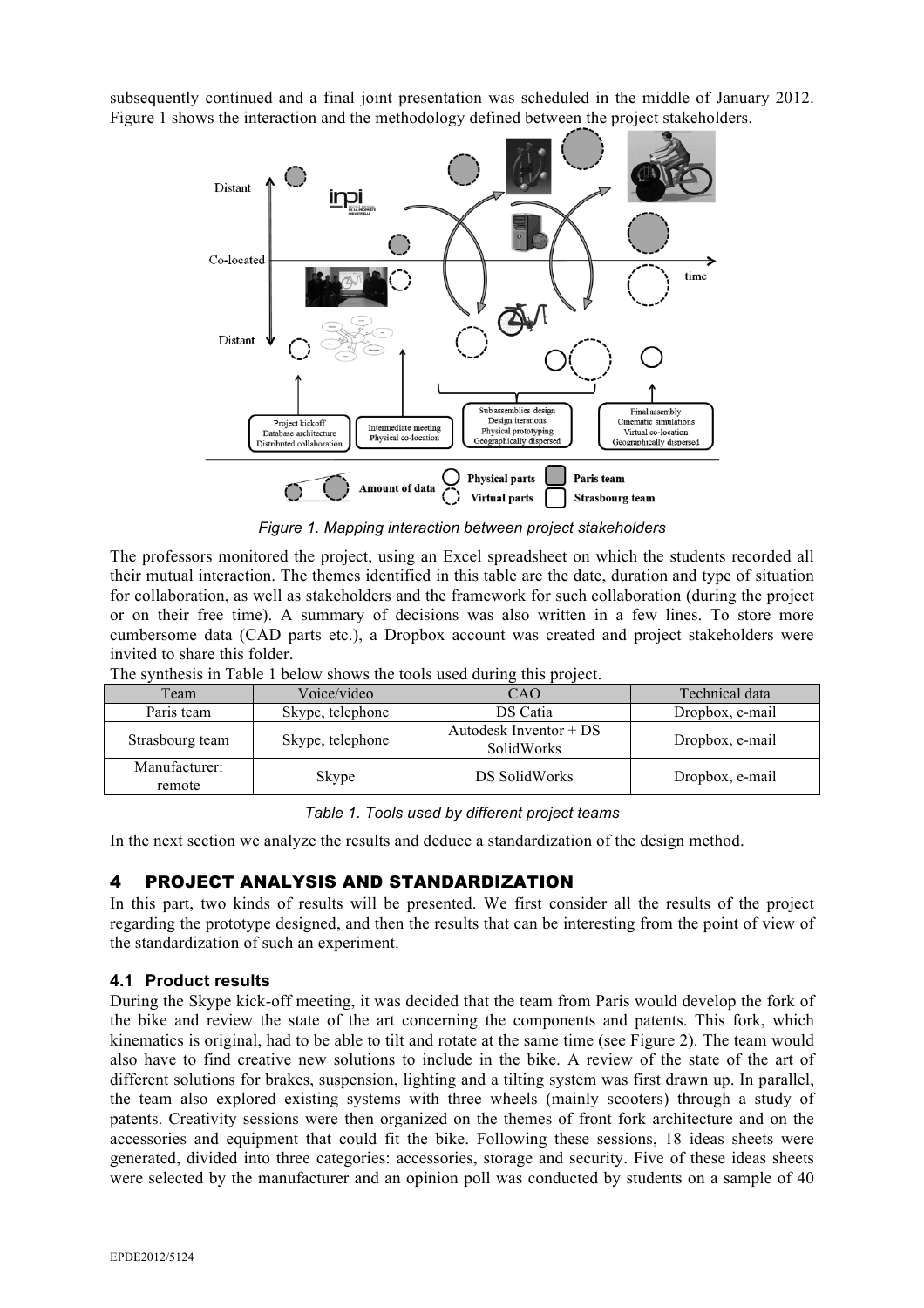subsequently continued and a final joint presentation was scheduled in the middle of January 2012. Figure 1 shows the interaction and the methodology defined between the project stakeholders.

*Figure 1. Mapping interaction between project stakeholders*

The professors monitored the project, using an Excel spreadsheet on which the students recorded all their mutual interaction. The themes identified in this table are the date, duration and type of situation for collaboration, as well as stakeholders and the framework for such collaboration (during the project or on their free time). A summary of decisions was also written in a few lines. To store more cumbersome data (CAD parts etc.), a Dropbox account was created and project stakeholders were invited to share this folder.

The synthesis in Table 1 below shows the tools used during this project.

| Team | Voice/video | CAO | Technical data |
|---|---|---|---|
| Paris team | Skype, telephone | DS Catia | Dropbox, e-mail |
| Strasbourg team | Skype, telephone | Autodesk Inventor + DS SolidWorks | Dropbox, e-mail |
| Manufacturer: remote | Skype | DS SolidWorks | Dropbox, e-mail |

*Table 1. Tools used by different project teams*

In the next section we analyze the results and deduce a standardization of the design method.

## 4 PROJECT ANALYSIS AND STANDARDIZATION

In this part, two kinds of results will be presented. We first consider all the results of the project regarding the prototype designed, and then the results that can be interesting from the point of view of the standardization of such an experiment.

### 4.1 Product results

During the Skype kick-off meeting, it was decided that the team from Paris would develop the fork of the bike and review the state of the art concerning the components and patents. This fork, which kinematics is original, had to be able to tilt and rotate at the same time (see Figure 2). The team would also have to find creative new solutions to include in the bike. A review of the state of the art of different solutions for brakes, suspension, lighting and a tilting system was first drawn up. In parallel, the team also explored existing systems with three wheels (mainly scooters) through a study of patents. Creativity sessions were then organized on the themes of front fork architecture and on the accessories and equipment that could fit the bike. Following these sessions, 18 ideas sheets were generated, divided into three categories: accessories, storage and security. Five of these ideas sheets were selected by the manufacturer and an opinion poll was conducted by students on a sample of 40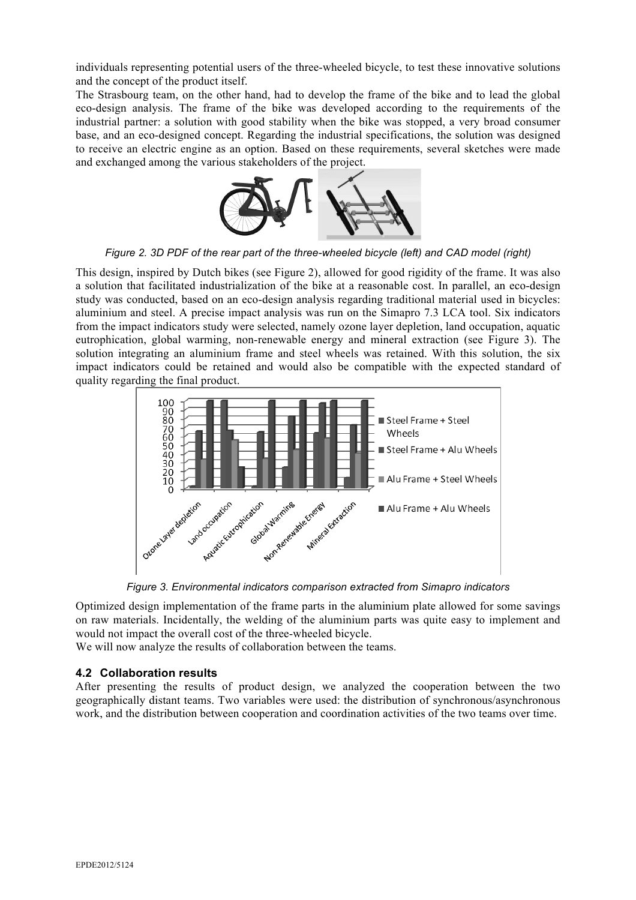individuals representing potential users of the three-wheeled bicycle, to test these innovative solutions and the concept of the product itself.

The Strasbourg team, on the other hand, had to develop the frame of the bike and to lead the global eco-design analysis. The frame of the bike was developed according to the requirements of the industrial partner: a solution with good stability when the bike was stopped, a very broad consumer base, and an eco-designed concept. Regarding the industrial specifications, the solution was designed to receive an electric engine as an option. Based on these requirements, several sketches were made and exchanged among the various stakeholders of the project.

*Figure 2. 3D PDF of the rear part of the three-wheeled bicycle (left) and CAD model (right)*

This design, inspired by Dutch bikes (see Figure 2), allowed for good rigidity of the frame. It was also a solution that facilitated industrialization of the bike at a reasonable cost. In parallel, an eco-design study was conducted, based on an eco-design analysis regarding traditional material used in bicycles: aluminium and steel. A precise impact analysis was run on the Simapro 7.3 LCA tool. Six indicators from the impact indicators study were selected, namely ozone layer depletion, land occupation, aquatic eutrophication, global warming, non-renewable energy and mineral extraction (see Figure 3). The solution integrating an aluminium frame and steel wheels was retained. With this solution, the six impact indicators could be retained and would also be compatible with the expected standard of quality regarding the final product.

*Figure 3. Environmental indicators comparison extracted from Simapro indicators*

Optimized design implementation of the frame parts in the aluminium plate allowed for some savings on raw materials. Incidentally, the welding of the aluminium parts was quite easy to implement and would not impact the overall cost of the three-wheeled bicycle.

We will now analyze the results of collaboration between the teams.

### 4.2 Collaboration results

After presenting the results of product design, we analyzed the cooperation between the two geographically distant teams. Two variables were used: the distribution of synchronous/asynchronous work, and the distribution between cooperation and coordination activities of the two teams over time.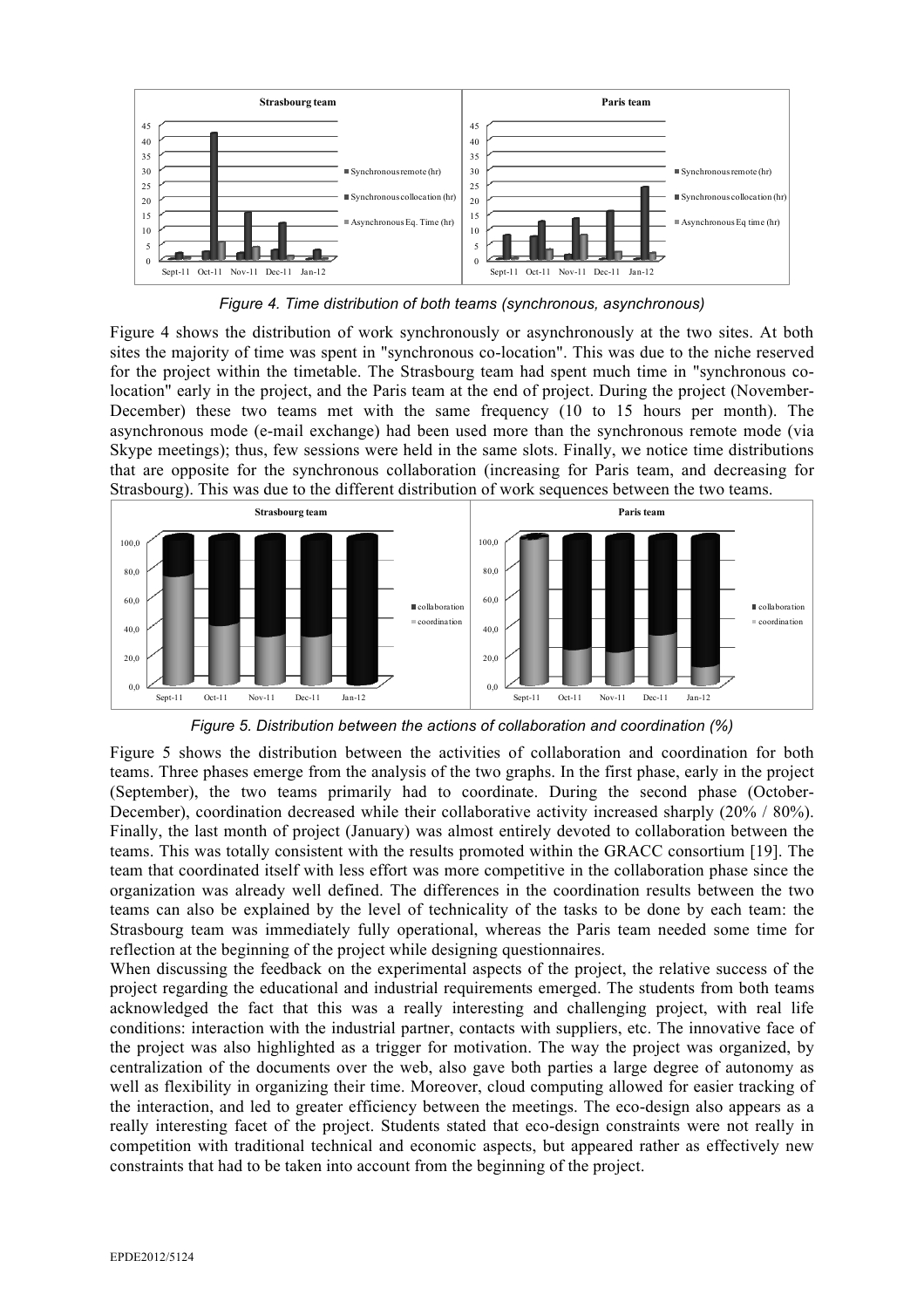*Figure 4. Time distribution of both teams (synchronous, asynchronous)*

Figure 4 shows the distribution of work synchronously or asynchronously at the two sites. At both sites the majority of time was spent in "synchronous co-location". This was due to the niche reserved for the project within the timetable. The Strasbourg team had spent much time in "synchronous co-location" early in the project, and the Paris team at the end of project. During the project (November-December) these two teams met with the same frequency (10 to 15 hours per month). The asynchronous mode (e-mail exchange) had been used more than the synchronous remote mode (via Skype meetings); thus, few sessions were held in the same slots. Finally, we notice time distributions that are opposite for the synchronous collaboration (increasing for Paris team, and decreasing for Strasbourg). This was due to the different distribution of work sequences between the two teams.

*Figure 5. Distribution between the actions of collaboration and coordination (%)*

Figure 5 shows the distribution between the activities of collaboration and coordination for both teams. Three phases emerge from the analysis of the two graphs. In the first phase, early in the project (September), the two teams primarily had to coordinate. During the second phase (October-December), coordination decreased while their collaborative activity increased sharply (20% / 80%). Finally, the last month of project (January) was almost entirely devoted to collaboration between the teams. This was totally consistent with the results promoted within the GRACC consortium [19]. The team that coordinated itself with less effort was more competitive in the collaboration phase since the organization was already well defined. The differences in the coordination results between the two teams can also be explained by the level of technicality of the tasks to be done by each team: the Strasbourg team was immediately fully operational, whereas the Paris team needed some time for reflection at the beginning of the project while designing questionnaires.

When discussing the feedback on the experimental aspects of the project, the relative success of the project regarding the educational and industrial requirements emerged. The students from both teams acknowledged the fact that this was a really interesting and challenging project, with real life conditions: interaction with the industrial partner, contacts with suppliers, etc. The innovative face of the project was also highlighted as a trigger for motivation. The way the project was organized, by centralization of the documents over the web, also gave both parties a large degree of autonomy as well as flexibility in organizing their time. Moreover, cloud computing allowed for easier tracking of the interaction, and led to greater efficiency between the meetings. The eco-design also appears as a really interesting facet of the project. Students stated that eco-design constraints were not really in competition with traditional technical and economic aspects, but appeared rather as effectively new constraints that had to be taken into account from the beginning of the project.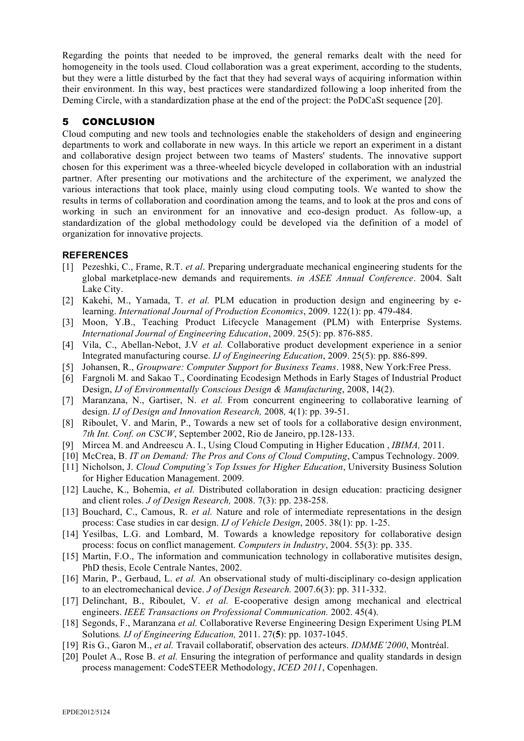Regarding the points that needed to be improved, the general remarks dealt with the need for homogeneity in the tools used. Cloud collaboration was a great experiment, according to the students, but they were a little disturbed by the fact that they had several ways of acquiring information within their environment. In this way, best practices were standardized following a loop inherited from the Deming Circle, with a standardization phase at the end of the project: the PoDCaSt sequence [20].

## 5 CONCLUSION

Cloud computing and new tools and technologies enable the stakeholders of design and engineering departments to work and collaborate in new ways. In this article we report an experiment in a distant and collaborative design project between two teams of Masters' students. The innovative support chosen for this experiment was a three-wheeled bicycle developed in collaboration with an industrial partner. After presenting our motivations and the architecture of the experiment, we analyzed the various interactions that took place, mainly using cloud computing tools. We wanted to show the results in terms of collaboration and coordination among the teams, and to look at the pros and cons of working in such an environment for an innovative and eco-design product. As follow-up, a standardization of the global methodology could be developed via the definition of a model of organization for innovative projects.

### REFERENCES

[1] Pezeshki, C., Frame, R.T. *et al*. Preparing undergraduate mechanical engineering students for the global marketplace-new demands and requirements. *in ASEE Annual Conference*. 2004. Salt Lake City.

[2] Kakehi, M., Yamada, T. *et al.* PLM education in production design and engineering by e-learning. *International Journal of Production Economics*, 2009. 122(1): pp. 479-484.

[3] Moon, Y.B., Teaching Product Lifecycle Management (PLM) with Enterprise Systems. *International Journal of Engineering Education*, 2009. 25(5): pp. 876-885.

[4] Vila, C., Abellan-Nebot, J.V *et al.* Collaborative product development experience in a senior Integrated manufacturing course. *IJ of Engineering Education*, 2009. 25(5): pp. 886-899.

[5] Johansen, R., *Groupware: Computer Support for Business Teams*. 1988, New York:Free Press.

[6] Fargnoli M. and Sakao T., Coordinating Ecodesign Methods in Early Stages of Industrial Product Design, *IJ of Environmentally Conscious Design & Manufacturing*, 2008, 14(2).

[7] Maranzana, N., Gartiser, N. *et al.* From concurrent engineering to collaborative learning of design. *IJ of Design and Innovation Research,* 2008*,* 4(1): pp. 39-51.

[8] Riboulet, V. and Marin, P., Towards a new set of tools for a collaborative design environment, *7th Int. Conf. on CSCW*, September 2002, Rio de Janeiro, pp.128-133.

[9] Mircea M. and Andreescu A. I., Using Cloud Computing in Higher Education , *IBIMA,* 2011.

[10] McCrea, B. *IT on Demand: The Pros and Cons of Cloud Computing*, Campus Technology. 2009.

[11] Nicholson, J. *Cloud Computing's Top Issues for Higher Education*, University Business Solution for Higher Education Management. 2009.

[12] Lauche, K., Bohemia, *et al.* Distributed collaboration in design education: practicing designer and client roles. *J of Design Research,* 2008. 7(3): pp. 238-258.

[13] Bouchard, C., Camous, R. *et al.* Nature and role of intermediate representations in the design process: Case studies in car design. *IJ of Vehicle Design*, 2005. 38(1): pp. 1-25.

[14] Yesilbas, L.G. and Lombard, M. Towards a knowledge repository for collaborative design process: focus on conflict management. *Computers in Industry*, 2004. 55(3): pp. 335.

[15] Martin, F.O., The information and communication technology in collaborative mutisites design, PhD thesis, Ecole Centrale Nantes, 2002.

[16] Marin, P., Gerbaud, L. *et al.* An observational study of multi-disciplinary co-design application to an electromechanical device. *J of Design Research.* 2007.6(3): pp. 311-332.

[17] Delinchant, B., Riboulet, V. *et al.* E-cooperative design among mechanical and electrical engineers. *IEEE Transactions on Professional Communication.* 2002. 45(4).

[18] Segonds, F., Maranzana *et al.* Collaborative Reverse Engineering Design Experiment Using PLM Solutions*. IJ of Engineering Education,* 2011. 27(**5**): pp. 1037-1045.

[19] Ris G., Garon M., *et al.* Travail collaboratif, observation des acteurs. *IDMME'2000*, Montréal.

[20] Poulet A., Rose B. *et al.* Ensuring the integration of performance and quality standards in design process management: CodeSTEER Methodology, *ICED 2011*, Copenhagen.